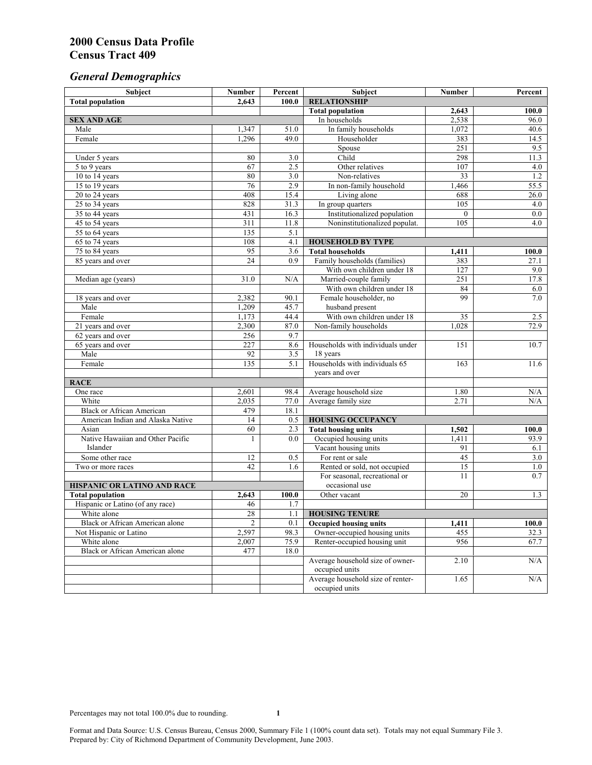# 2000 Census Data Profile
# Census Tract 409

## *General Demographics*

| Subject | Number | Percent | Subject | Number | Percent |
|---|---|---|---|---|---|
| **Total population** | **2,643** | **100.0** | **RELATIONSHIP** | | |
| | | | **Total population** | **2,643** | **100.0** |
| **SEX AND AGE** | | | In households | 2,538 | 96.0 |
| Male | 1,347 | 51.0 | In family households | 1,072 | 40.6 |
| Female | 1,296 | 49.0 | Householder | 383 | 14.5 |
| | | | Spouse | 251 | 9.5 |
| Under 5 years | 80 | 3.0 | Child | 298 | 11.3 |
| 5 to 9 years | 67 | 2.5 | Other relatives | 107 | 4.0 |
| 10 to 14 years | 80 | 3.0 | Non-relatives | 33 | 1.2 |
| 15 to 19 years | 76 | 2.9 | In non-family household | 1,466 | 55.5 |
| 20 to 24 years | 408 | 15.4 | Living alone | 688 | 26.0 |
| 25 to 34 years | 828 | 31.3 | In group quarters | 105 | 4.0 |
| 35 to 44 years | 431 | 16.3 | Institutionalized population | 0 | 0.0 |
| 45 to 54 years | 311 | 11.8 | Noninstitutionalized populat. | 105 | 4.0 |
| 55 to 64 years | 135 | 5.1 | | | |
| 65 to 74 years | 108 | 4.1 | **HOUSEHOLD BY TYPE** | | |
| 75 to 84 years | 95 | 3.6 | **Total households** | **1,411** | **100.0** |
| 85 years and over | 24 | 0.9 | Family households (families) | 383 | 27.1 |
| | | | With own children under 18 | 127 | 9.0 |
| Median age (years) | 31.0 | N/A | Married-couple family | 251 | 17.8 |
| | | | With own children under 18 | 84 | 6.0 |
| 18 years and over | 2,382 | 90.1 | Female householder, no husband present | 99 | 7.0 |
| Male | 1,209 | 45.7 | | | |
| Female | 1,173 | 44.4 | With own children under 18 | 35 | 2.5 |
| 21 years and over | 2,300 | 87.0 | Non-family households | 1,028 | 72.9 |
| 62 years and over | 256 | 9.7 | | | |
| 65 years and over | 227 | 8.6 | Households with individuals under 18 years | 151 | 10.7 |
| Male | 92 | 3.5 | | | |
| Female | 135 | 5.1 | Households with individuals 65 years and over | 163 | 11.6 |
| **RACE** | | | | | |
| One race | 2,601 | 98.4 | Average household size | 1.80 | N/A |
| White | 2,035 | 77.0 | Average family size | 2.71 | N/A |
| Black or African American | 479 | 18.1 | | | |
| American Indian and Alaska Native | 14 | 0.5 | **HOUSING OCCUPANCY** | | |
| Asian | 60 | 2.3 | **Total housing units** | **1,502** | **100.0** |
| Native Hawaiian and Other Pacific Islander | 1 | 0.0 | Occupied housing units | 1,411 | 93.9 |
| | | | Vacant housing units | 91 | 6.1 |
| Some other race | 12 | 0.5 | For rent or sale | 45 | 3.0 |
| Two or more races | 42 | 1.6 | Rented or sold, not occupied | 15 | 1.0 |
| | | | For seasonal, recreational or occasional use | 11 | 0.7 |
| **HISPANIC OR LATINO AND RACE** | | | | | |
| **Total population** | **2,643** | **100.0** | Other vacant | 20 | 1.3 |
| Hispanic or Latino (of any race) | 46 | 1.7 | | | |
| White alone | 28 | 1.1 | **HOUSING TENURE** | | |
| Black or African American alone | 2 | 0.1 | **Occupied housing units** | **1,411** | **100.0** |
| Not Hispanic or Latino | 2,597 | 98.3 | Owner-occupied housing units | 455 | 32.3 |
| White alone | 2,007 | 75.9 | Renter-occupied housing unit | 956 | 67.7 |
| Black or African American alone | 477 | 18.0 | | | |
| | | | Average household size of owner-occupied units | 2.10 | N/A |
| | | | Average household size of renter-occupied units | 1.65 | N/A |

Percentages may not total 100.0% due to rounding.

Format and Data Source: U.S. Census Bureau, Census 2000, Summary File 1 (100% count data set). Totals may not equal Summary File 3.
Prepared by: City of Richmond Department of Community Development, June 2003.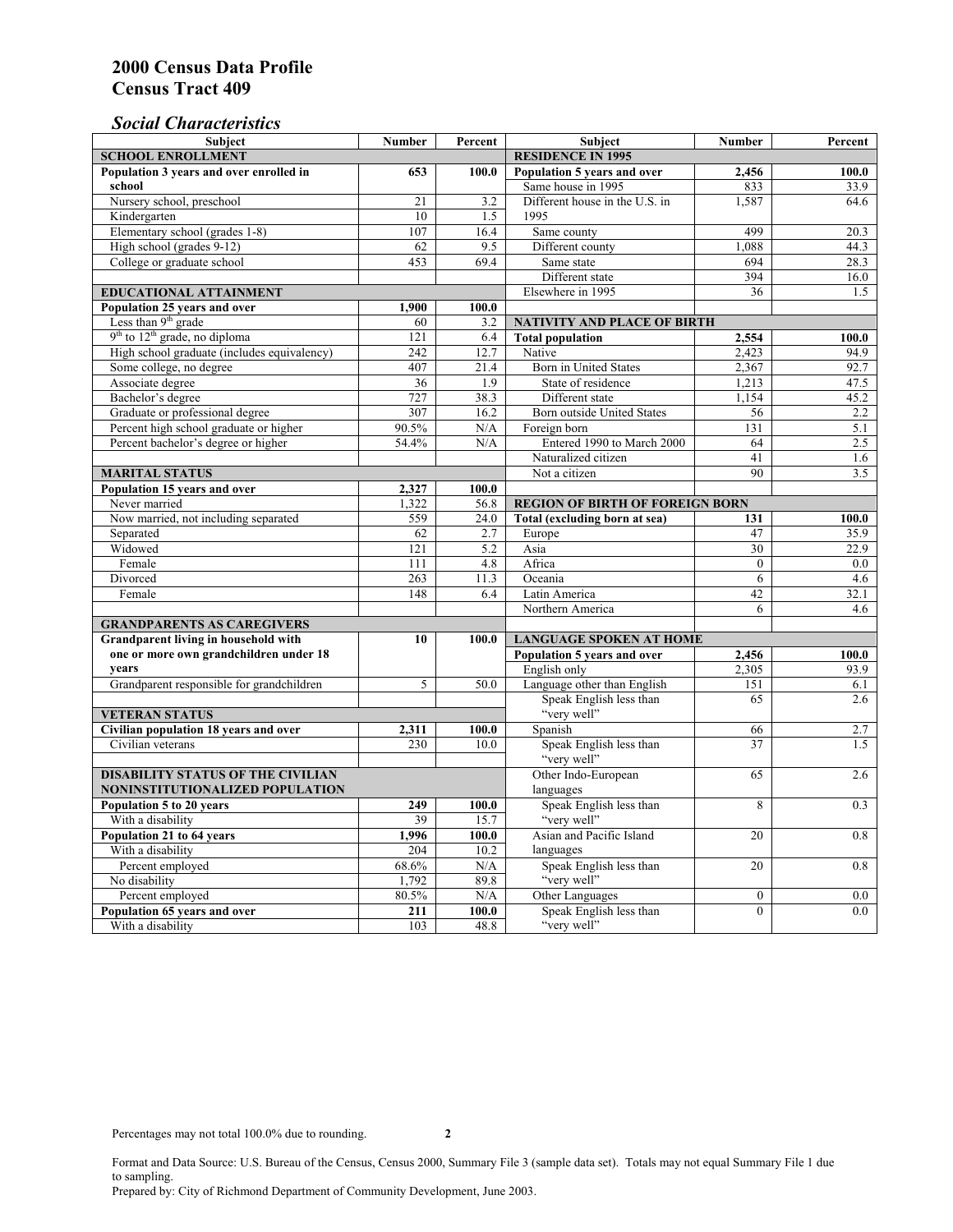# 2000 Census Data Profile
# Census Tract 409

## *Social Characteristics*

| Subject | Number | Percent | Subject | Number | Percent |
|---|---|---|---|---|---|
| **SCHOOL ENROLLMENT** | | | **RESIDENCE IN 1995** | | |
| **Population 3 years and over enrolled in school** | **653** | **100.0** | **Population 5 years and over** | **2,456** | **100.0** |
| Nursery school, preschool | 21 | 3.2 | Same house in 1995 | 833 | 33.9 |
| Kindergarten | 10 | 1.5 | Different house in the U.S. in 1995 | 1,587 | 64.6 |
| Elementary school (grades 1-8) | 107 | 16.4 | Same county | 499 | 20.3 |
| High school (grades 9-12) | 62 | 9.5 | Different county | 1,088 | 44.3 |
| College or graduate school | 453 | 69.4 | Same state | 694 | 28.3 |
| | | | Different state | 394 | 16.0 |
| **EDUCATIONAL ATTAINMENT** | | | Elsewhere in 1995 | 36 | 1.5 |
| **Population 25 years and over** | **1,900** | **100.0** | | | |
| Less than 9th grade | 60 | 3.2 | **NATIVITY AND PLACE OF BIRTH** | | |
| 9th to 12th grade, no diploma | 121 | 6.4 | **Total population** | **2,554** | **100.0** |
| High school graduate (includes equivalency) | 242 | 12.7 | Native | 2,423 | 94.9 |
| Some college, no degree | 407 | 21.4 | Born in United States | 2,367 | 92.7 |
| Associate degree | 36 | 1.9 | State of residence | 1,213 | 47.5 |
| Bachelor's degree | 727 | 38.3 | Different state | 1,154 | 45.2 |
| Graduate or professional degree | 307 | 16.2 | Born outside United States | 56 | 2.2 |
| Percent high school graduate or higher | 90.5% | N/A | Foreign born | 131 | 5.1 |
| Percent bachelor's degree or higher | 54.4% | N/A | Entered 1990 to March 2000 | 64 | 2.5 |
| | | | Naturalized citizen | 41 | 1.6 |
| **MARITAL STATUS** | | | Not a citizen | 90 | 3.5 |
| **Population 15 years and over** | **2,327** | **100.0** | | | |
| Never married | 1,322 | 56.8 | **REGION OF BIRTH OF FOREIGN BORN** | | |
| Now married, not including separated | 559 | 24.0 | **Total (excluding born at sea)** | **131** | **100.0** |
| Separated | 62 | 2.7 | Europe | 47 | 35.9 |
| Widowed | 121 | 5.2 | Asia | 30 | 22.9 |
| Female | 111 | 4.8 | Africa | 0 | 0.0 |
| Divorced | 263 | 11.3 | Oceania | 6 | 4.6 |
| Female | 148 | 6.4 | Latin America | 42 | 32.1 |
| | | | Northern America | 6 | 4.6 |
| **GRANDPARENTS AS CAREGIVERS** | | | | | |
| **Grandparent living in household with one or more own grandchildren under 18 years** | **10** | **100.0** | **LANGUAGE SPOKEN AT HOME** | | |
| | | | **Population 5 years and over** | **2,456** | **100.0** |
| | | | English only | 2,305 | 93.9 |
| Grandparent responsible for grandchildren | 5 | 50.0 | Language other than English | 151 | 6.1 |
| | | | Speak English less than "very well" | 65 | 2.6 |
| **VETERAN STATUS** | | | | | |
| **Civilian population 18 years and over** | **2,311** | **100.0** | Spanish | 66 | 2.7 |
| Civilian veterans | 230 | 10.0 | Speak English less than "very well" | 37 | 1.5 |
| **DISABILITY STATUS OF THE CIVILIAN NONINSTITUTIONALIZED POPULATION** | | | Other Indo-European languages | 65 | 2.6 |
| **Population 5 to 20 years** | **249** | **100.0** | Speak English less than "very well" | 8 | 0.3 |
| With a disability | 39 | 15.7 | | | |
| **Population 21 to 64 years** | **1,996** | **100.0** | Asian and Pacific Island languages | 20 | 0.8 |
| With a disability | 204 | 10.2 | | | |
| Percent employed | 68.6% | N/A | Speak English less than "very well" | 20 | 0.8 |
| No disability | 1,792 | 89.8 | | | |
| Percent employed | 80.5% | N/A | Other Languages | 0 | 0.0 |
| **Population 65 years and over** | **211** | **100.0** | Speak English less than "very well" | 0 | 0.0 |
| With a disability | 103 | 48.8 | | | |

Percentages may not total 100.0% due to rounding.

Format and Data Source: U.S. Bureau of the Census, Census 2000, Summary File 3 (sample data set). Totals may not equal Summary File 1 due to sampling.
Prepared by: City of Richmond Department of Community Development, June 2003.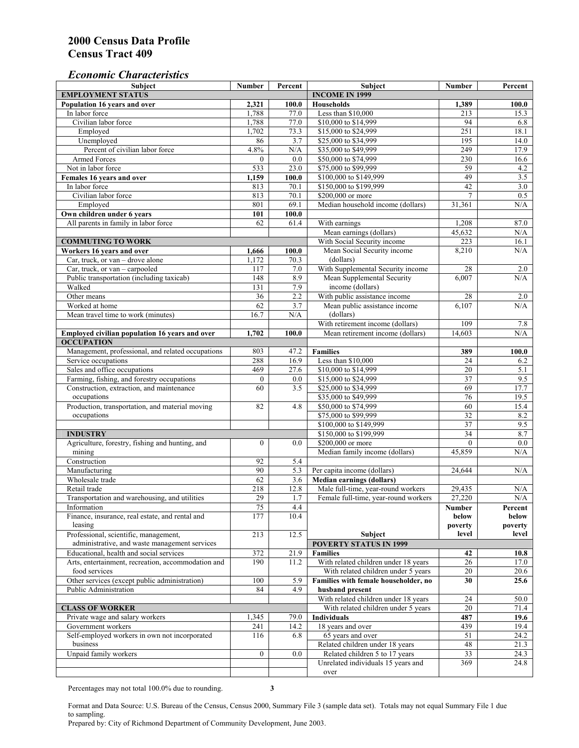# 2000 Census Data Profile
# Census Tract 409

## *Economic Characteristics*

| Subject | Number | Percent |
|---|---|---|
| **EMPLOYMENT STATUS** | | |
| **Population 16 years and over** | **2,321** | **100.0** |
| In labor force | 1,788 | 77.0 |
| Civilian labor force | 1,788 | 77.0 |
| Employed | 1,702 | 73.3 |
| Unemployed | 86 | 3.7 |
| Percent of civilian labor force | 4.8% | N/A |
| Armed Forces | 0 | 0.0 |
| Not in labor force | 533 | 23.0 |
| **Females 16 years and over** | **1,159** | **100.0** |
| In labor force | 813 | 70.1 |
| Civilian labor force | 813 | 70.1 |
| Employed | 801 | 69.1 |
| **Own children under 6 years** | **101** | **100.0** |
| All parents in family in labor force | 62 | 61.4 |
| **COMMUTING TO WORK** | | |
| **Workers 16 years and over** | **1,666** | **100.0** |
| Car, truck, or van – drove alone | 1,172 | 70.3 |
| Car, truck, or van – carpooled | 117 | 7.0 |
| Public transportation (including taxicab) | 148 | 8.9 |
| Walked | 131 | 7.9 |
| Other means | 36 | 2.2 |
| Worked at home | 62 | 3.7 |
| Mean travel time to work (minutes) | 16.7 | N/A |
| **Employed civilian population 16 years and over** | **1,702** | **100.0** |
| **OCCUPATION** | | |
| Management, professional, and related occupations | 803 | 47.2 |
| Service occupations | 288 | 16.9 |
| Sales and office occupations | 469 | 27.6 |
| Farming, fishing, and forestry occupations | 0 | 0.0 |
| Construction, extraction, and maintenance occupations | 60 | 3.5 |
| Production, transportation, and material moving occupations | 82 | 4.8 |
| **INDUSTRY** | | |
| Agriculture, forestry, fishing and hunting, and mining | 0 | 0.0 |
| Construction | 92 | 5.4 |
| Manufacturing | 90 | 5.3 |
| Wholesale trade | 62 | 3.6 |
| Retail trade | 218 | 12.8 |
| Transportation and warehousing, and utilities | 29 | 1.7 |
| Information | 75 | 4.4 |
| Finance, insurance, real estate, and rental and leasing | 177 | 10.4 |
| Professional, scientific, management, administrative, and waste management services | 213 | 12.5 |
| Educational, health and social services | 372 | 21.9 |
| Arts, entertainment, recreation, accommodation and food services | 190 | 11.2 |
| Other services (except public administration) | 100 | 5.9 |
| Public Administration | 84 | 4.9 |
| **CLASS OF WORKER** | | |
| Private wage and salary workers | 1,345 | 79.0 |
| Government workers | 241 | 14.2 |
| Self-employed workers in own not incorporated business | 116 | 6.8 |
| Unpaid family workers | 0 | 0.0 |

| Subject | Number | Percent |
|---|---|---|
| **INCOME IN 1999** | | |
| **Households** | **1,389** | **100.0** |
| Less than $10,000 | 213 | 15.3 |
| $10,000 to $14,999 | 94 | 6.8 |
| $15,000 to $24,999 | 251 | 18.1 |
| $25,000 to $34,999 | 195 | 14.0 |
| $35,000 to $49,999 | 249 | 17.9 |
| $50,000 to $74,999 | 230 | 16.6 |
| $75,000 to $99,999 | 59 | 4.2 |
| $100,000 to $149,999 | 49 | 3.5 |
| $150,000 to $199,999 | 42 | 3.0 |
| $200,000 or more | 7 | 0.5 |
| Median household income (dollars) | 31,361 | N/A |
| With earnings | 1,208 | 87.0 |
| Mean earnings (dollars) | 45,632 | N/A |
| With Social Security income | 223 | 16.1 |
| Mean Social Security income (dollars) | 8,210 | N/A |
| With Supplemental Security income | 28 | 2.0 |
| Mean Supplemental Security income (dollars) | 6,007 | N/A |
| With public assistance income | 28 | 2.0 |
| Mean public assistance income (dollars) | 6,107 | N/A |
| With retirement income (dollars) | 109 | 7.8 |
| Mean retirement income (dollars) | 14,603 | N/A |
| **Families** | **389** | **100.0** |
| Less than $10,000 | 24 | 6.2 |
| $10,000 to $14,999 | 20 | 5.1 |
| $15,000 to $24,999 | 37 | 9.5 |
| $25,000 to $34,999 | 69 | 17.7 |
| $35,000 to $49,999 | 76 | 19.5 |
| $50,000 to $74,999 | 60 | 15.4 |
| $75,000 to $99,999 | 32 | 8.2 |
| $100,000 to $149,999 | 37 | 9.5 |
| $150,000 to $199,999 | 34 | 8.7 |
| $200,000 or more | 0 | 0.0 |
| Median family income (dollars) | 45,859 | N/A |
| Per capita income (dollars) | 24,644 | N/A |
| **Median earnings (dollars)** | | |
| Male full-time, year-round workers | 29,435 | N/A |
| Female full-time, year-round workers | 27,220 | N/A |

| Subject | Number below poverty level | Percent below poverty level |
|---|---|---|
| **POVERTY STATUS IN 1999** | | |
| **Families** | **42** | **10.8** |
| With related children under 18 years | 26 | 17.0 |
| With related children under 5 years | 20 | 20.6 |
| **Families with female householder, no husband present** | **30** | **25.6** |
| With related children under 18 years | 24 | 50.0 |
| With related children under 5 years | 20 | 71.4 |
| **Individuals** | **487** | **19.6** |
| 18 years and over | 439 | 19.4 |
| 65 years and over | 51 | 24.2 |
| Related children under 18 years | 48 | 21.3 |
| Related children 5 to 17 years | 33 | 24.3 |
| Unrelated individuals 15 years and over | 369 | 24.8 |

Percentages may not total 100.0% due to rounding.

Format and Data Source: U.S. Bureau of the Census, Census 2000, Summary File 3 (sample data set). Totals may not equal Summary File 1 due to sampling.
Prepared by: City of Richmond Department of Community Development, June 2003.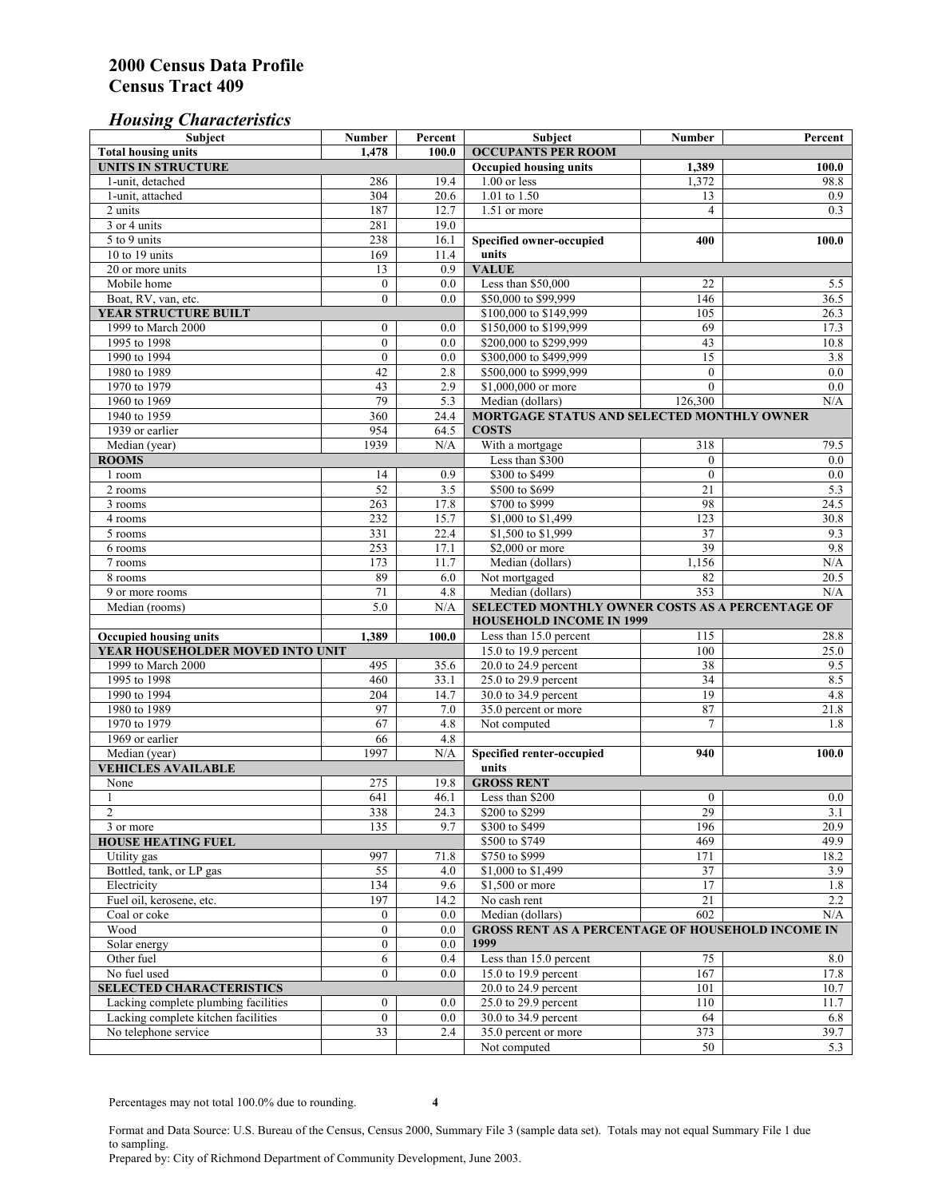# 2000 Census Data Profile
# Census Tract 409

## *Housing Characteristics*

| Subject | Number | Percent | Subject | Number | Percent |
|---|---|---|---|---|---|
| **Total housing units** | **1,478** | **100.0** | **OCCUPANTS PER ROOM** | | |
| **UNITS IN STRUCTURE** | | | **Occupied housing units** | **1,389** | **100.0** |
| 1-unit, detached | 286 | 19.4 | 1.00 or less | 1,372 | 98.8 |
| 1-unit, attached | 304 | 20.6 | 1.01 to 1.50 | 13 | 0.9 |
| 2 units | 187 | 12.7 | 1.51 or more | 4 | 0.3 |
| 3 or 4 units | 281 | 19.0 | | | |
| 5 to 9 units | 238 | 16.1 | **Specified owner-occupied units** | **400** | **100.0** |
| 10 to 19 units | 169 | 11.4 | | | |
| 20 or more units | 13 | 0.9 | **VALUE** | | |
| Mobile home | 0 | 0.0 | Less than $50,000 | 22 | 5.5 |
| Boat, RV, van, etc. | 0 | 0.0 | $50,000 to $99,999 | 146 | 36.5 |
| **YEAR STRUCTURE BUILT** | | | $100,000 to $149,999 | 105 | 26.3 |
| 1999 to March 2000 | 0 | 0.0 | $150,000 to $199,999 | 69 | 17.3 |
| 1995 to 1998 | 0 | 0.0 | $200,000 to $299,999 | 43 | 10.8 |
| 1990 to 1994 | 0 | 0.0 | $300,000 to $499,999 | 15 | 3.8 |
| 1980 to 1989 | 42 | 2.8 | $500,000 to $999,999 | 0 | 0.0 |
| 1970 to 1979 | 43 | 2.9 | $1,000,000 or more | 0 | 0.0 |
| 1960 to 1969 | 79 | 5.3 | Median (dollars) | 126,300 | N/A |
| 1940 to 1959 | 360 | 24.4 | **MORTGAGE STATUS AND SELECTED MONTHLY OWNER COSTS** | | |
| 1939 or earlier | 954 | 64.5 | | | |
| Median (year) | 1939 | N/A | With a mortgage | 318 | 79.5 |
| **ROOMS** | | | Less than $300 | 0 | 0.0 |
| 1 room | 14 | 0.9 | $300 to $499 | 0 | 0.0 |
| 2 rooms | 52 | 3.5 | $500 to $699 | 21 | 5.3 |
| 3 rooms | 263 | 17.8 | $700 to $999 | 98 | 24.5 |
| 4 rooms | 232 | 15.7 | $1,000 to $1,499 | 123 | 30.8 |
| 5 rooms | 331 | 22.4 | $1,500 to $1,999 | 37 | 9.3 |
| 6 rooms | 253 | 17.1 | $2,000 or more | 39 | 9.8 |
| 7 rooms | 173 | 11.7 | Median (dollars) | 1,156 | N/A |
| 8 rooms | 89 | 6.0 | Not mortgaged | 82 | 20.5 |
| 9 or more rooms | 71 | 4.8 | Median (dollars) | 353 | N/A |
| Median (rooms) | 5.0 | N/A | **SELECTED MONTHLY OWNER COSTS AS A PERCENTAGE OF HOUSEHOLD INCOME IN 1999** | | |
| | | | | | |
| **Occupied housing units** | **1,389** | **100.0** | Less than 15.0 percent | 115 | 28.8 |
| **YEAR HOUSEHOLDER MOVED INTO UNIT** | | | 15.0 to 19.9 percent | 100 | 25.0 |
| 1999 to March 2000 | 495 | 35.6 | 20.0 to 24.9 percent | 38 | 9.5 |
| 1995 to 1998 | 460 | 33.1 | 25.0 to 29.9 percent | 34 | 8.5 |
| 1990 to 1994 | 204 | 14.7 | 30.0 to 34.9 percent | 19 | 4.8 |
| 1980 to 1989 | 97 | 7.0 | 35.0 percent or more | 87 | 21.8 |
| 1970 to 1979 | 67 | 4.8 | Not computed | 7 | 1.8 |
| 1969 or earlier | 66 | 4.8 | | | |
| Median (year) | 1997 | N/A | **Specified renter-occupied units** | **940** | **100.0** |
| **VEHICLES AVAILABLE** | | | | | |
| None | 275 | 19.8 | **GROSS RENT** | | |
| 1 | 641 | 46.1 | Less than $200 | 0 | 0.0 |
| 2 | 338 | 24.3 | $200 to $299 | 29 | 3.1 |
| 3 or more | 135 | 9.7 | $300 to $499 | 196 | 20.9 |
| **HOUSE HEATING FUEL** | | | $500 to $749 | 469 | 49.9 |
| Utility gas | 997 | 71.8 | $750 to $999 | 171 | 18.2 |
| Bottled, tank, or LP gas | 55 | 4.0 | $1,000 to $1,499 | 37 | 3.9 |
| Electricity | 134 | 9.6 | $1,500 or more | 17 | 1.8 |
| Fuel oil, kerosene, etc. | 197 | 14.2 | No cash rent | 21 | 2.2 |
| Coal or coke | 0 | 0.0 | Median (dollars) | 602 | N/A |
| Wood | 0 | 0.0 | **GROSS RENT AS A PERCENTAGE OF HOUSEHOLD INCOME IN 1999** | | |
| Solar energy | 0 | 0.0 | | | |
| Other fuel | 6 | 0.4 | Less than 15.0 percent | 75 | 8.0 |
| No fuel used | 0 | 0.0 | 15.0 to 19.9 percent | 167 | 17.8 |
| **SELECTED CHARACTERISTICS** | | | 20.0 to 24.9 percent | 101 | 10.7 |
| Lacking complete plumbing facilities | 0 | 0.0 | 25.0 to 29.9 percent | 110 | 11.7 |
| Lacking complete kitchen facilities | 0 | 0.0 | 30.0 to 34.9 percent | 64 | 6.8 |
| No telephone service | 33 | 2.4 | 35.0 percent or more | 373 | 39.7 |
| | | | Not computed | 50 | 5.3 |

Percentages may not total 100.0% due to rounding.

Format and Data Source: U.S. Bureau of the Census, Census 2000, Summary File 3 (sample data set). Totals may not equal Summary File 1 due to sampling.
Prepared by: City of Richmond Department of Community Development, June 2003.